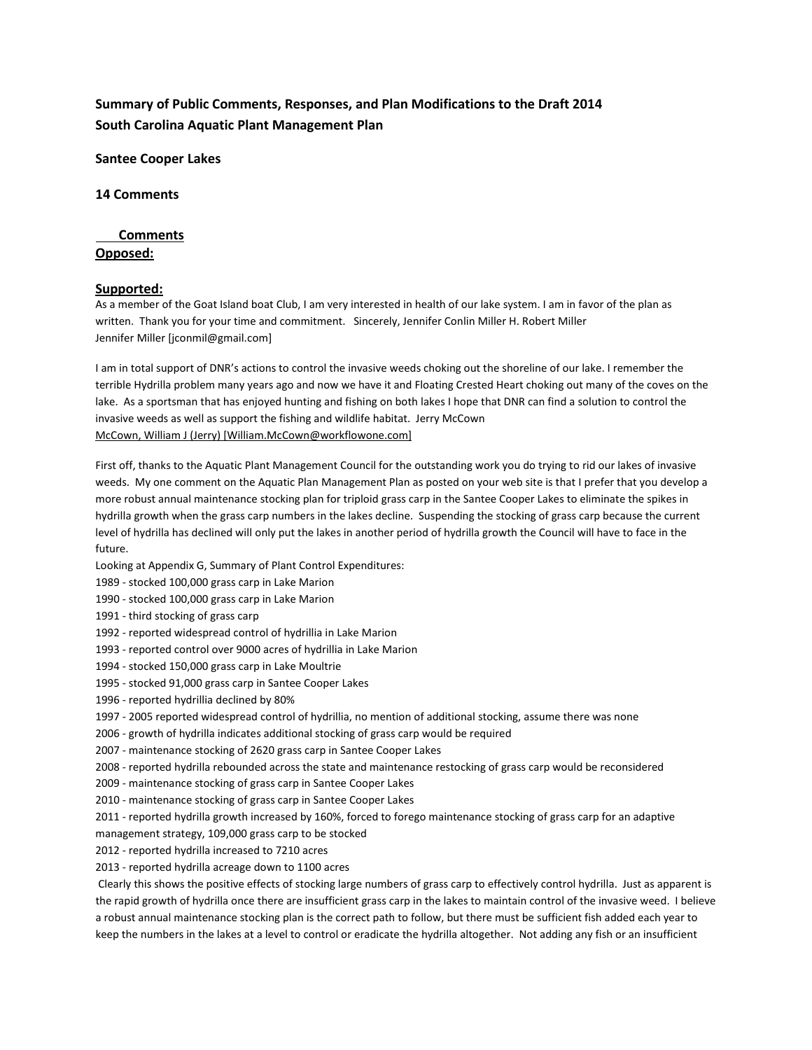**Summary of Public Comments, Responses, and Plan Modifications to the Draft 2014 South Carolina Aquatic Plant Management Plan**

**Santee Cooper Lakes**

**14 Comments**

**Comments**

**Opposed:**

**Supported:**

As a member of the Goat Island boat Club, I am very interested in health of our lake system. I am in favor of the plan as written. Thank you for your time and commitment. Sincerely, Jennifer Conlin Miller H. Robert Miller Jennifer Miller [jconmil@gmail.com]

I am in total support of DNR's actions to control the invasive weeds choking out the shoreline of our lake. I remember the terrible Hydrilla problem many years ago and now we have it and Floating Crested Heart choking out many of the coves on the lake. As a sportsman that has enjoyed hunting and fishing on both lakes I hope that DNR can find a solution to control the invasive weeds as well as support the fishing and wildlife habitat. Jerry McCown
McCown, William J (Jerry) [William.McCown@workflowone.com]

First off, thanks to the Aquatic Plant Management Council for the outstanding work you do trying to rid our lakes of invasive weeds. My one comment on the Aquatic Plan Management Plan as posted on your web site is that I prefer that you develop a more robust annual maintenance stocking plan for triploid grass carp in the Santee Cooper Lakes to eliminate the spikes in hydrilla growth when the grass carp numbers in the lakes decline. Suspending the stocking of grass carp because the current level of hydrilla has declined will only put the lakes in another period of hydrilla growth the Council will have to face in the future.

Looking at Appendix G, Summary of Plant Control Expenditures:

1989 - stocked 100,000 grass carp in Lake Marion
1990 - stocked 100,000 grass carp in Lake Marion
1991 - third stocking of grass carp
1992 - reported widespread control of hydrillia in Lake Marion
1993 - reported control over 9000 acres of hydrillia in Lake Marion
1994 - stocked 150,000 grass carp in Lake Moultrie
1995 - stocked 91,000 grass carp in Santee Cooper Lakes
1996 - reported hydrillia declined by 80%
1997 - 2005 reported widespread control of hydrillia, no mention of additional stocking, assume there was none
2006 - growth of hydrilla indicates additional stocking of grass carp would be required
2007 - maintenance stocking of 2620 grass carp in Santee Cooper Lakes
2008 - reported hydrilla rebounded across the state and maintenance restocking of grass carp would be reconsidered
2009 - maintenance stocking of grass carp in Santee Cooper Lakes
2010 - maintenance stocking of grass carp in Santee Cooper Lakes
2011 - reported hydrilla growth increased by 160%, forced to forego maintenance stocking of grass carp for an adaptive management strategy, 109,000 grass carp to be stocked
2012 - reported hydrilla increased to 7210 acres
2013 - reported hydrilla acreage down to 1100 acres

Clearly this shows the positive effects of stocking large numbers of grass carp to effectively control hydrilla. Just as apparent is the rapid growth of hydrilla once there are insufficient grass carp in the lakes to maintain control of the invasive weed. I believe a robust annual maintenance stocking plan is the correct path to follow, but there must be sufficient fish added each year to keep the numbers in the lakes at a level to control or eradicate the hydrilla altogether. Not adding any fish or an insufficient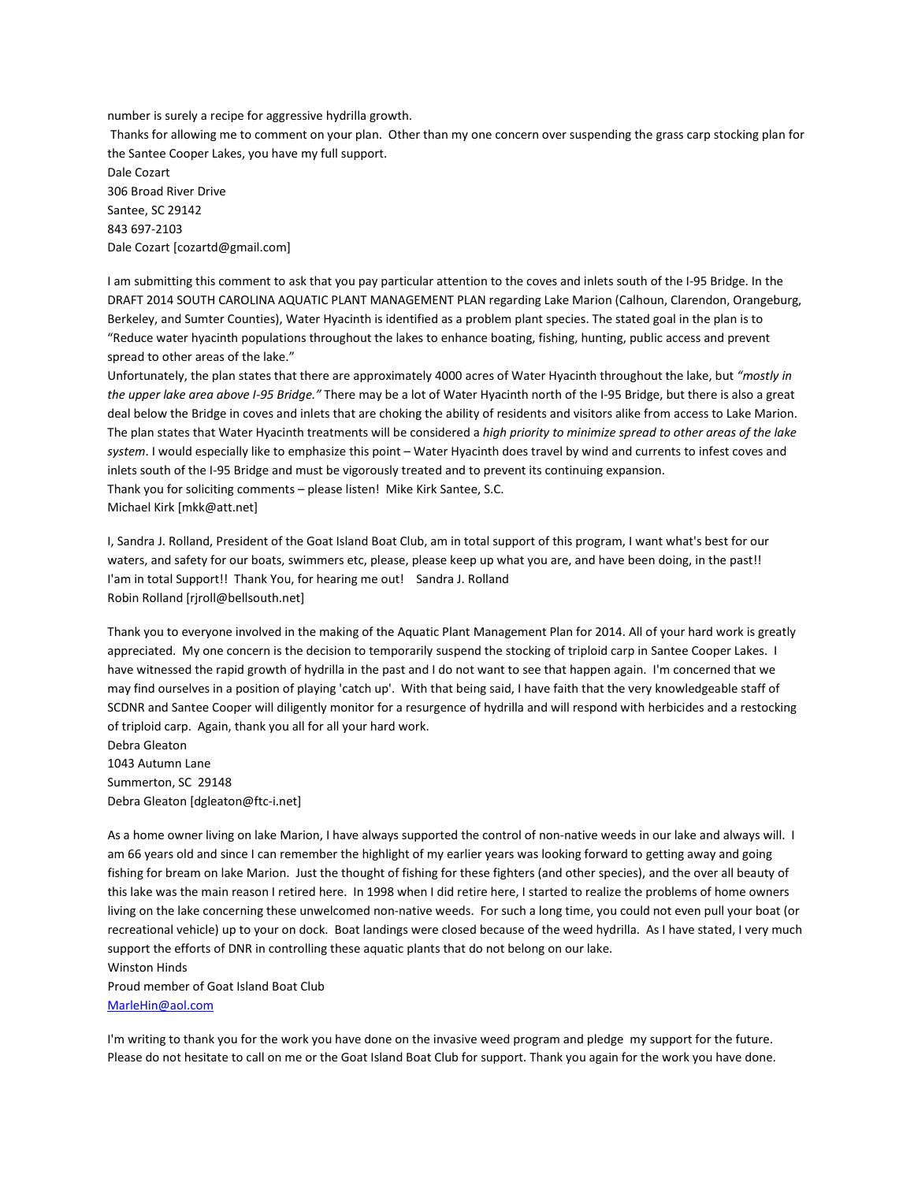number is surely a recipe for aggressive hydrilla growth.

Thanks for allowing me to comment on your plan. Other than my one concern over suspending the grass carp stocking plan for the Santee Cooper Lakes, you have my full support.

Dale Cozart
306 Broad River Drive
Santee, SC 29142
843 697-2103
Dale Cozart [cozartd@gmail.com]

I am submitting this comment to ask that you pay particular attention to the coves and inlets south of the I-95 Bridge. In the DRAFT 2014 SOUTH CAROLINA AQUATIC PLANT MANAGEMENT PLAN regarding Lake Marion (Calhoun, Clarendon, Orangeburg, Berkeley, and Sumter Counties), Water Hyacinth is identified as a problem plant species. The stated goal in the plan is to "Reduce water hyacinth populations throughout the lakes to enhance boating, fishing, hunting, public access and prevent spread to other areas of the lake."

Unfortunately, the plan states that there are approximately 4000 acres of Water Hyacinth throughout the lake, but *"mostly in the upper lake area above I-95 Bridge."* There may be a lot of Water Hyacinth north of the I-95 Bridge, but there is also a great deal below the Bridge in coves and inlets that are choking the ability of residents and visitors alike from access to Lake Marion. The plan states that Water Hyacinth treatments will be considered a *high priority to minimize spread to other areas of the lake system*. I would especially like to emphasize this point – Water Hyacinth does travel by wind and currents to infest coves and inlets south of the I-95 Bridge and must be vigorously treated and to prevent its continuing expansion.

Thank you for soliciting comments – please listen! Mike Kirk Santee, S.C.
Michael Kirk [mkk@att.net]

I, Sandra J. Rolland, President of the Goat Island Boat Club, am in total support of this program, I want what's best for our waters, and safety for our boats, swimmers etc, please, please keep up what you are, and have been doing, in the past!! I'am in total Support!! Thank You, for hearing me out! Sandra J. Rolland
Robin Rolland [rjroll@bellsouth.net]

Thank you to everyone involved in the making of the Aquatic Plant Management Plan for 2014. All of your hard work is greatly appreciated. My one concern is the decision to temporarily suspend the stocking of triploid carp in Santee Cooper Lakes. I have witnessed the rapid growth of hydrilla in the past and I do not want to see that happen again. I'm concerned that we may find ourselves in a position of playing 'catch up'. With that being said, I have faith that the very knowledgeable staff of SCDNR and Santee Cooper will diligently monitor for a resurgence of hydrilla and will respond with herbicides and a restocking of triploid carp. Again, thank you all for all your hard work.

Debra Gleaton
1043 Autumn Lane
Summerton, SC 29148
Debra Gleaton [dgleaton@ftc-i.net]

As a home owner living on lake Marion, I have always supported the control of non-native weeds in our lake and always will. I am 66 years old and since I can remember the highlight of my earlier years was looking forward to getting away and going fishing for bream on lake Marion. Just the thought of fishing for these fighters (and other species), and the over all beauty of this lake was the main reason I retired here. In 1998 when I did retire here, I started to realize the problems of home owners living on the lake concerning these unwelcomed non-native weeds. For such a long time, you could not even pull your boat (or recreational vehicle) up to your on dock. Boat landings were closed because of the weed hydrilla. As I have stated, I very much support the efforts of DNR in controlling these aquatic plants that do not belong on our lake.

Winston Hinds
Proud member of Goat Island Boat Club
MarleHin@aol.com

I'm writing to thank you for the work you have done on the invasive weed program and pledge my support for the future. Please do not hesitate to call on me or the Goat Island Boat Club for support. Thank you again for the work you have done.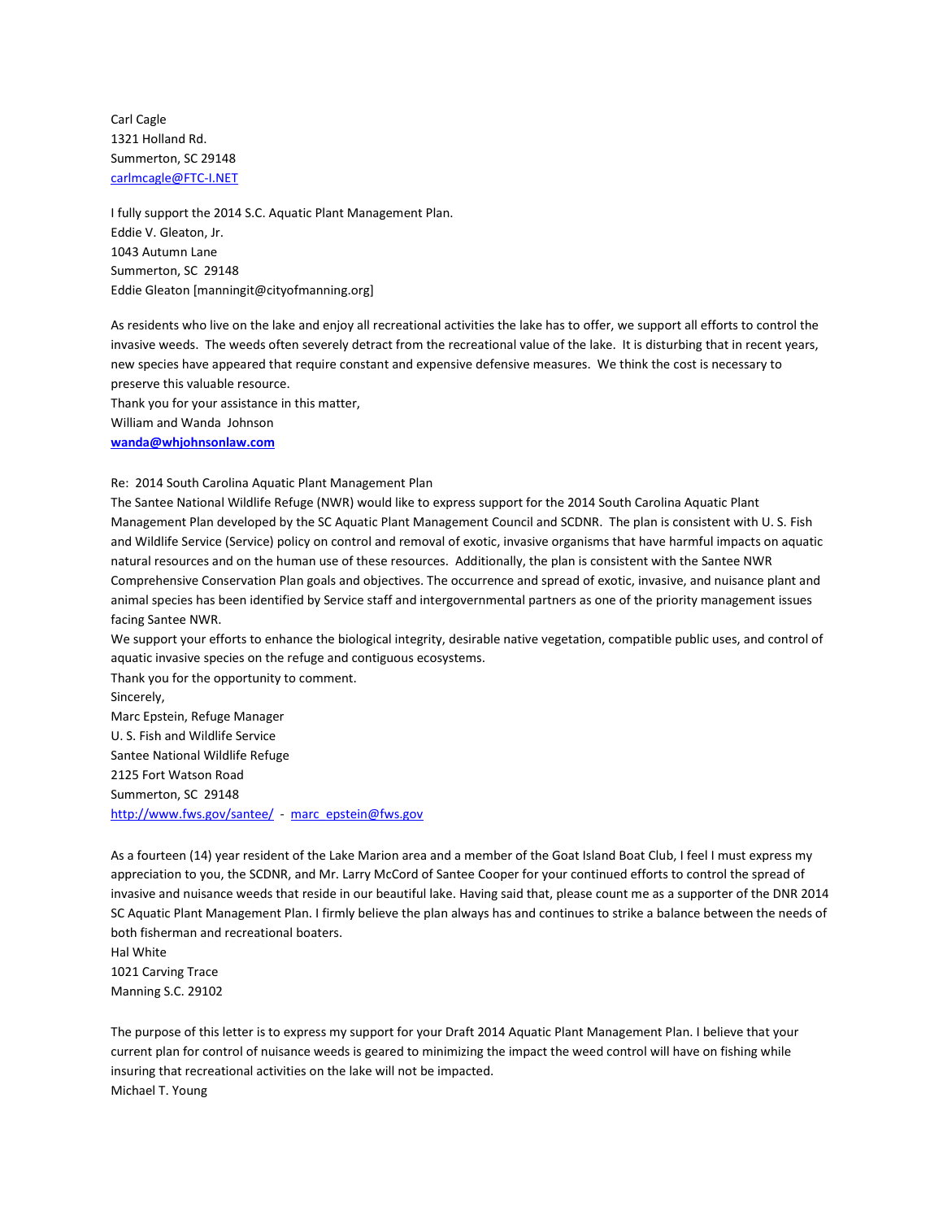Carl Cagle
1321 Holland Rd.
Summerton, SC 29148
carlmcagle@FTC-I.NET

I fully support the 2014 S.C. Aquatic Plant Management Plan.
Eddie V. Gleaton, Jr.
1043 Autumn Lane
Summerton, SC 29148
Eddie Gleaton [manningit@cityofmanning.org]

As residents who live on the lake and enjoy all recreational activities the lake has to offer, we support all efforts to control the invasive weeds. The weeds often severely detract from the recreational value of the lake. It is disturbing that in recent years, new species have appeared that require constant and expensive defensive measures. We think the cost is necessary to preserve this valuable resource.
Thank you for your assistance in this matter,
William and Wanda Johnson
**wanda@whjohnsonlaw.com**

Re: 2014 South Carolina Aquatic Plant Management Plan
The Santee National Wildlife Refuge (NWR) would like to express support for the 2014 South Carolina Aquatic Plant Management Plan developed by the SC Aquatic Plant Management Council and SCDNR. The plan is consistent with U. S. Fish and Wildlife Service (Service) policy on control and removal of exotic, invasive organisms that have harmful impacts on aquatic natural resources and on the human use of these resources. Additionally, the plan is consistent with the Santee NWR Comprehensive Conservation Plan goals and objectives. The occurrence and spread of exotic, invasive, and nuisance plant and animal species has been identified by Service staff and intergovernmental partners as one of the priority management issues facing Santee NWR.
We support your efforts to enhance the biological integrity, desirable native vegetation, compatible public uses, and control of aquatic invasive species on the refuge and contiguous ecosystems.
Thank you for the opportunity to comment.
Sincerely,
Marc Epstein, Refuge Manager
U. S. Fish and Wildlife Service
Santee National Wildlife Refuge
2125 Fort Watson Road
Summerton, SC 29148
http://www.fws.gov/santee/ - marc_epstein@fws.gov

As a fourteen (14) year resident of the Lake Marion area and a member of the Goat Island Boat Club, I feel I must express my appreciation to you, the SCDNR, and Mr. Larry McCord of Santee Cooper for your continued efforts to control the spread of invasive and nuisance weeds that reside in our beautiful lake. Having said that, please count me as a supporter of the DNR 2014 SC Aquatic Plant Management Plan. I firmly believe the plan always has and continues to strike a balance between the needs of both fisherman and recreational boaters.
Hal White
1021 Carving Trace
Manning S.C. 29102

The purpose of this letter is to express my support for your Draft 2014 Aquatic Plant Management Plan. I believe that your current plan for control of nuisance weeds is geared to minimizing the impact the weed control will have on fishing while insuring that recreational activities on the lake will not be impacted.
Michael T. Young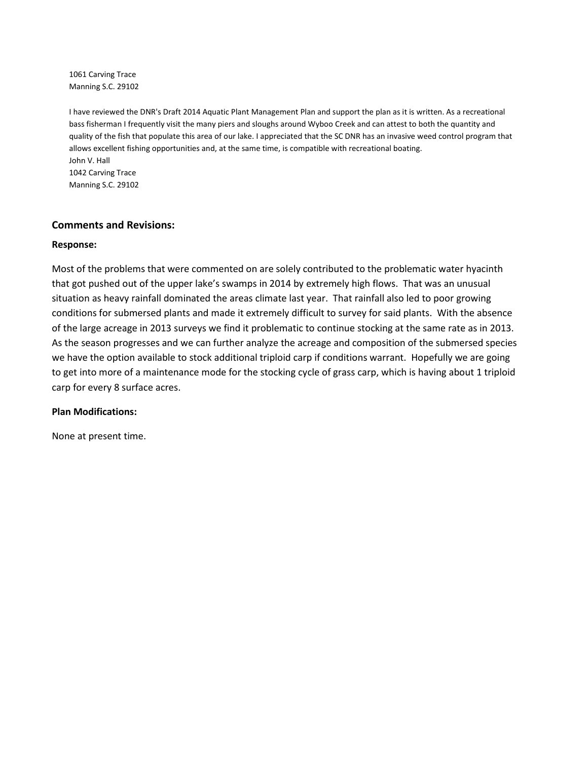1061 Carving Trace
Manning S.C. 29102

I have reviewed the DNR's Draft 2014 Aquatic Plant Management Plan and support the plan as it is written. As a recreational bass fisherman I frequently visit the many piers and sloughs around Wyboo Creek and can attest to both the quantity and quality of the fish that populate this area of our lake. I appreciated that the SC DNR has an invasive weed control program that allows excellent fishing opportunities and, at the same time, is compatible with recreational boating.
John V. Hall
1042 Carving Trace
Manning S.C. 29102

### Comments and Revisions:

**Response:**

Most of the problems that were commented on are solely contributed to the problematic water hyacinth that got pushed out of the upper lake's swamps in 2014 by extremely high flows. That was an unusual situation as heavy rainfall dominated the areas climate last year. That rainfall also led to poor growing conditions for submersed plants and made it extremely difficult to survey for said plants. With the absence of the large acreage in 2013 surveys we find it problematic to continue stocking at the same rate as in 2013. As the season progresses and we can further analyze the acreage and composition of the submersed species we have the option available to stock additional triploid carp if conditions warrant. Hopefully we are going to get into more of a maintenance mode for the stocking cycle of grass carp, which is having about 1 triploid carp for every 8 surface acres.

**Plan Modifications:**

None at present time.